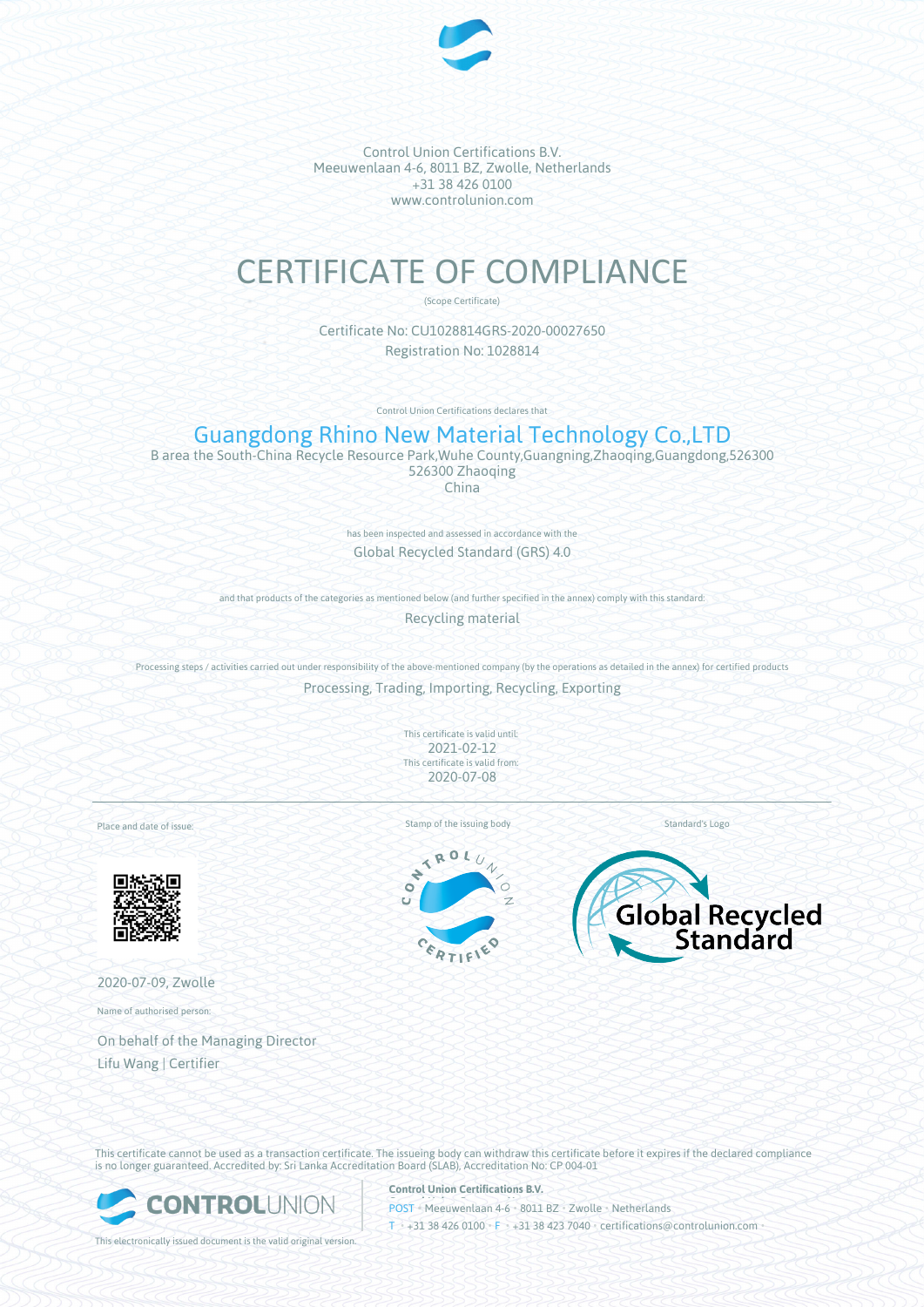Control Union Certifications B.V.
Meeuwenlaan 4-6, 8011 BZ, Zwolle, Netherlands
+31 38 426 0100
www.controlunion.com

# CERTIFICATE OF COMPLIANCE

(Scope Certificate)

Certificate No: CU1028814GRS-2020-00027650
Registration No: 1028814

Control Union Certifications declares that

## Guangdong Rhino New Material Technology Co.,LTD

B area the South-China Recycle Resource Park,Wuhe County,Guangning,Zhaoqing,Guangdong,526300
526300 Zhaoqing
China

has been inspected and assessed in accordance with the

Global Recycled Standard (GRS) 4.0

and that products of the categories as mentioned below (and further specified in the annex) comply with this standard:

Recycling material

Processing steps / activities carried out under responsibility of the above-mentioned company (by the operations as detailed in the annex) for certified products

Processing, Trading, Importing, Recycling, Exporting

This certificate is valid until:
2021-02-12
This certificate is valid from:
2020-07-08

Place and date of issue:

2020-07-09, Zwolle

Name of authorised person:

On behalf of the Managing Director
Lifu Wang | Certifier

Stamp of the issuing body

Standard's Logo

This certificate cannot be used as a transaction certificate. The issueing body can withdraw this certificate before it expires if the declared compliance is no longer guaranteed. Accredited by: Sri Lanka Accreditation Board (SLAB), Accreditation No: CP 004-01

This electronically issued document is the valid original version.

**Control Union Certifications B.V.**
POST • Meeuwenlaan 4-6 • 8011 BZ • Zwolle • Netherlands
T • +31 38 426 0100 • F • +31 38 423 7040 • certifications@controlunion.com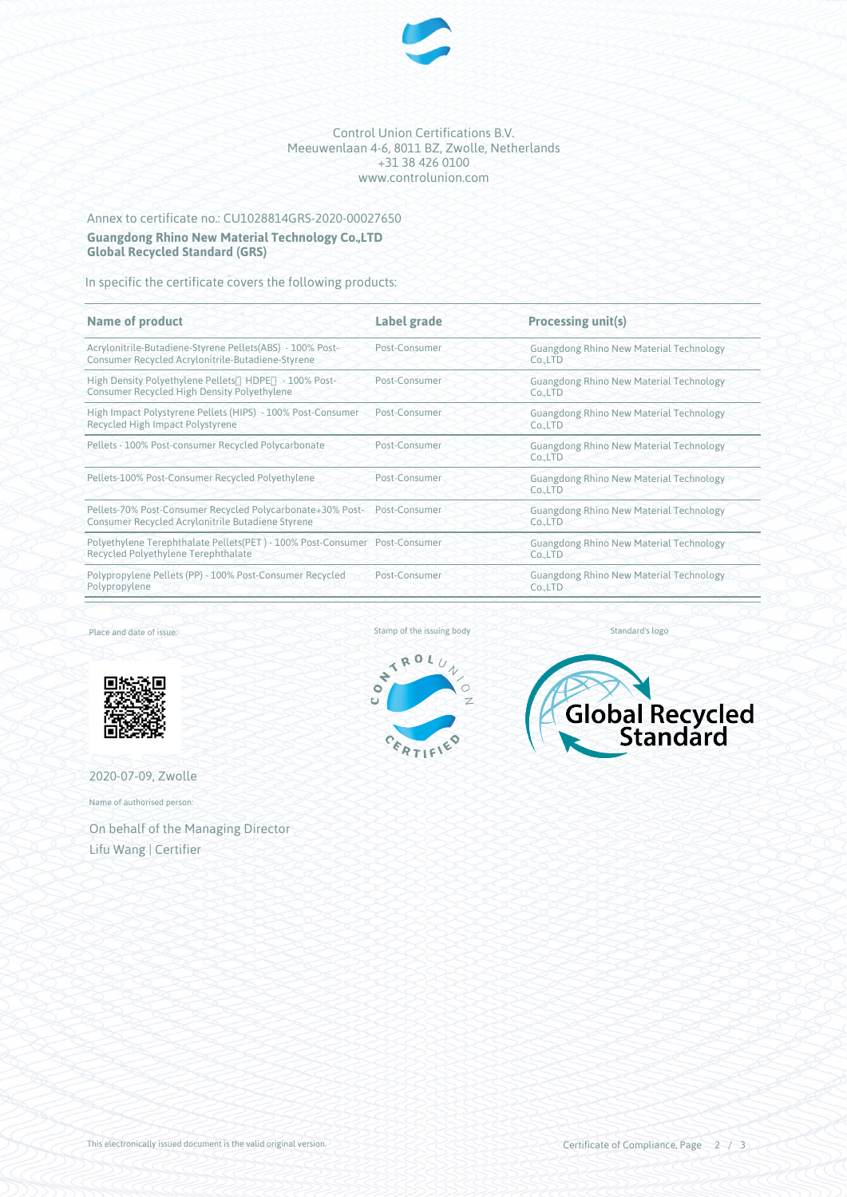Control Union Certifications B.V.
Meeuwenlaan 4-6, 8011 BZ, Zwolle, Netherlands
+31 38 426 0100
www.controlunion.com

Annex to certificate no.: CU1028814GRS-2020-00027650

**Guangdong Rhino New Material Technology Co.,LTD**
**Global Recycled Standard (GRS)**

In specific the certificate covers the following products:

| Name of product | Label grade | Processing unit(s) |
|---|---|---|
| Acrylonitrile-Butadiene-Styrene Pellets(ABS) - 100% Post-Consumer Recycled Acrylonitrile-Butadiene-Styrene | Post-Consumer | Guangdong Rhino New Material Technology Co.,LTD |
| High Density Polyethylene Pellets（HDPE） - 100% Post-Consumer Recycled High Density Polyethylene | Post-Consumer | Guangdong Rhino New Material Technology Co.,LTD |
| High Impact Polystyrene Pellets (HIPS) - 100% Post-Consumer Recycled High Impact Polystyrene | Post-Consumer | Guangdong Rhino New Material Technology Co.,LTD |
| Pellets - 100% Post-consumer Recycled Polycarbonate | Post-Consumer | Guangdong Rhino New Material Technology Co.,LTD |
| Pellets-100% Post-Consumer Recycled Polyethylene | Post-Consumer | Guangdong Rhino New Material Technology Co.,LTD |
| Pellets-70% Post-Consumer Recycled Polycarbonate+30% Post-Consumer Recycled Acrylonitrile Butadiene Styrene | Post-Consumer | Guangdong Rhino New Material Technology Co.,LTD |
| Polyethylene Terephthalate Pellets(PET ) - 100% Post-Consumer Recycled Polyethylene Terephthalate | Post-Consumer | Guangdong Rhino New Material Technology Co.,LTD |
| Polypropylene Pellets (PP) - 100% Post-Consumer Recycled Polypropylene | Post-Consumer | Guangdong Rhino New Material Technology Co.,LTD |

Place and date of issue:

2020-07-09, Zwolle

Stamp of the issuing body

Standard's logo

Name of authorised person:

On behalf of the Managing Director
Lifu Wang | Certifier

This electronically issued document is the valid original version.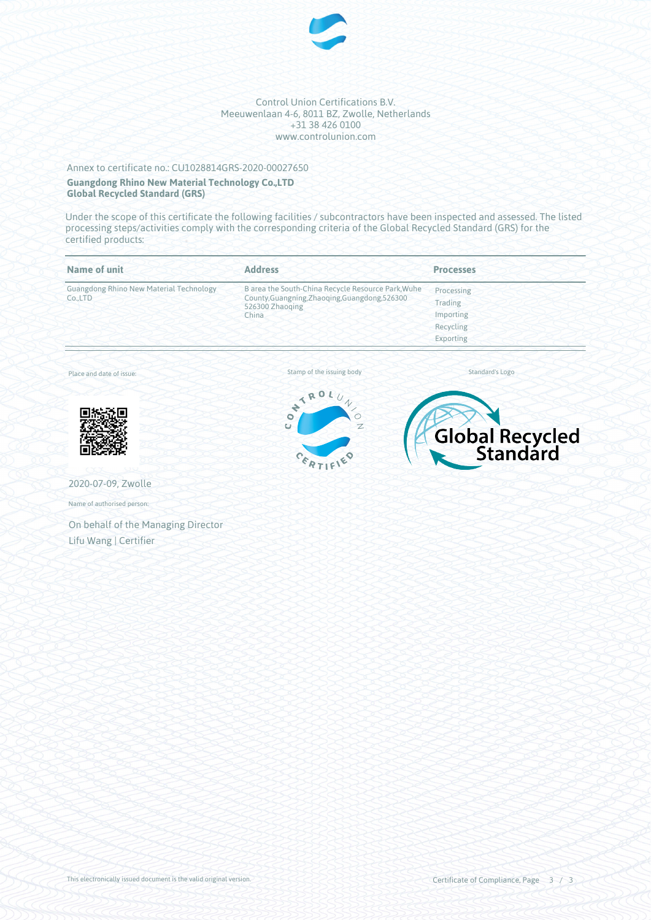Control Union Certifications B.V.
Meeuwenlaan 4-6, 8011 BZ, Zwolle, Netherlands
+31 38 426 0100
www.controlunion.com

Annex to certificate no.: CU1028814GRS-2020-00027650

**Guangdong Rhino New Material Technology Co.,LTD**
**Global Recycled Standard (GRS)**

Under the scope of this certificate the following facilities / subcontractors have been inspected and assessed. The listed processing steps/activities comply with the corresponding criteria of the Global Recycled Standard (GRS) for the certified products:

| Name of unit | Address | Processes |
|---|---|---|
| Guangdong Rhino New Material Technology Co.,LTD | B area the South-China Recycle Resource Park,Wuhe County,Guangning,Zhaoqing,Guangdong,526300 526300 Zhaoqing China | Processing Trading Importing Recycling Exporting |

Place and date of issue:

2020-07-09, Zwolle

Stamp of the issuing body

Standard's Logo

Name of authorised person:

On behalf of the Managing Director
Lifu Wang | Certifier

This electronically issued document is the valid original version.

Certificate of Compliance, Page 3 / 3